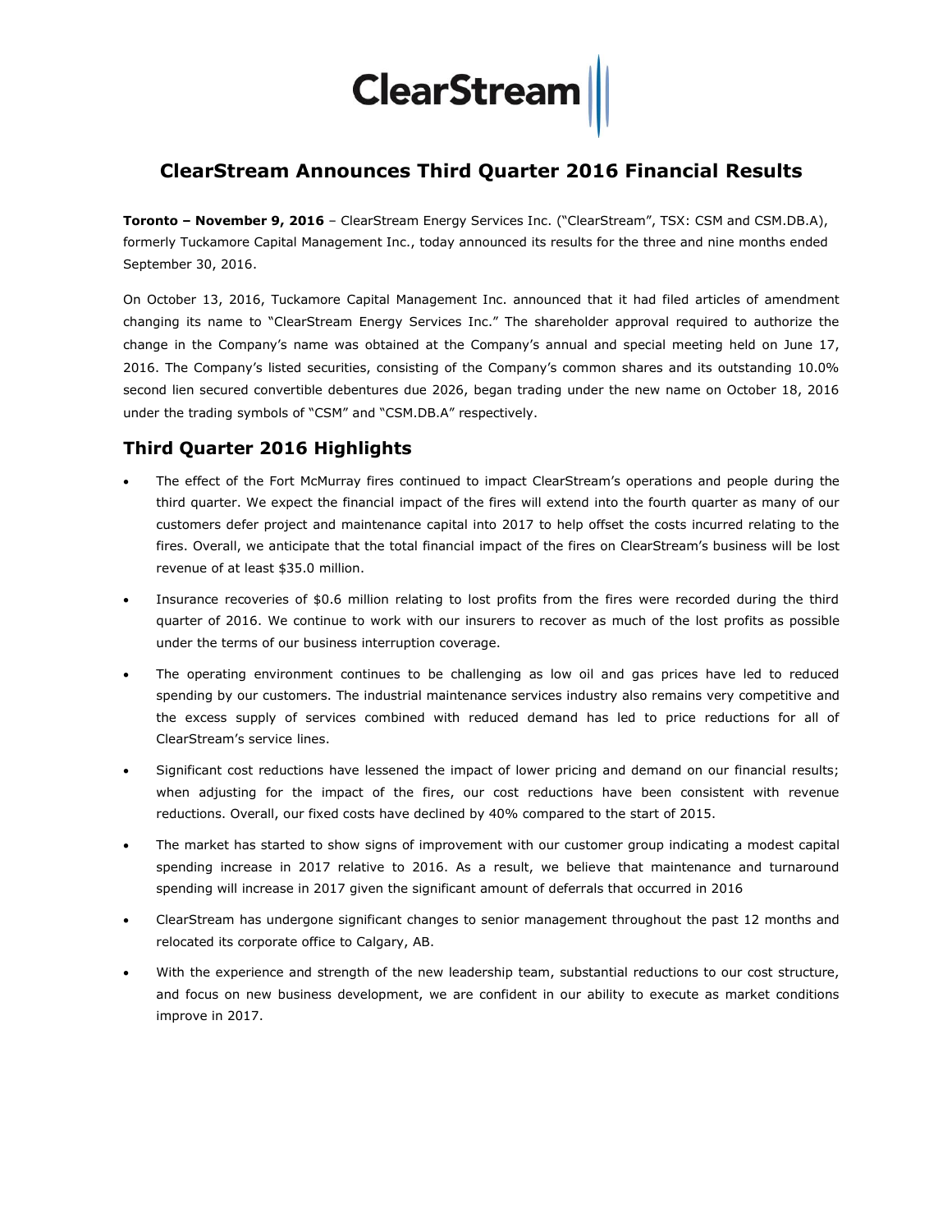# ClearStream Announces Third Quarter 2016 Financial Results

**Toronto – November 9, 2016** – ClearStream Energy Services Inc. ("ClearStream", TSX: CSM and CSM.DB.A), formerly Tuckamore Capital Management Inc., today announced its results for the three and nine months ended September 30, 2016.

On October 13, 2016, Tuckamore Capital Management Inc. announced that it had filed articles of amendment changing its name to "ClearStream Energy Services Inc." The shareholder approval required to authorize the change in the Company's name was obtained at the Company's annual and special meeting held on June 17, 2016. The Company's listed securities, consisting of the Company's common shares and its outstanding 10.0% second lien secured convertible debentures due 2026, began trading under the new name on October 18, 2016 under the trading symbols of "CSM" and "CSM.DB.A" respectively.

## Third Quarter 2016 Highlights

- The effect of the Fort McMurray fires continued to impact ClearStream's operations and people during the third quarter. We expect the financial impact of the fires will extend into the fourth quarter as many of our customers defer project and maintenance capital into 2017 to help offset the costs incurred relating to the fires. Overall, we anticipate that the total financial impact of the fires on ClearStream's business will be lost revenue of at least $35.0 million.
- Insurance recoveries of $0.6 million relating to lost profits from the fires were recorded during the third quarter of 2016. We continue to work with our insurers to recover as much of the lost profits as possible under the terms of our business interruption coverage.
- The operating environment continues to be challenging as low oil and gas prices have led to reduced spending by our customers. The industrial maintenance services industry also remains very competitive and the excess supply of services combined with reduced demand has led to price reductions for all of ClearStream's service lines.
- Significant cost reductions have lessened the impact of lower pricing and demand on our financial results; when adjusting for the impact of the fires, our cost reductions have been consistent with revenue reductions. Overall, our fixed costs have declined by 40% compared to the start of 2015.
- The market has started to show signs of improvement with our customer group indicating a modest capital spending increase in 2017 relative to 2016. As a result, we believe that maintenance and turnaround spending will increase in 2017 given the significant amount of deferrals that occurred in 2016
- ClearStream has undergone significant changes to senior management throughout the past 12 months and relocated its corporate office to Calgary, AB.
- With the experience and strength of the new leadership team, substantial reductions to our cost structure, and focus on new business development, we are confident in our ability to execute as market conditions improve in 2017.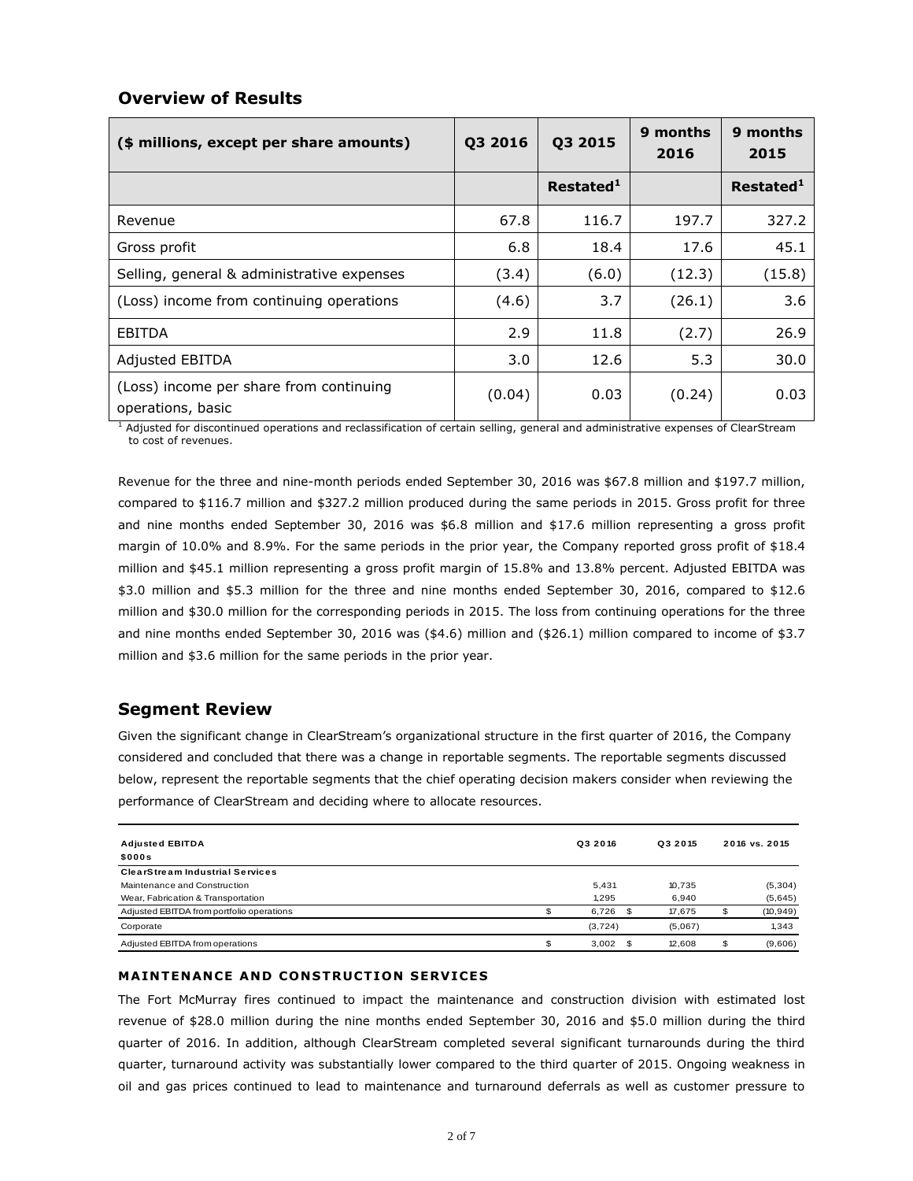## Overview of Results

| ($ millions, except per share amounts) | Q3 2016 | Q3 2015 | 9 months 2016 | 9 months 2015 |
|---|---|---|---|---|
| | | Restated[1] | | Restated[1] |
| Revenue | 67.8 | 116.7 | 197.7 | 327.2 |
| Gross profit | 6.8 | 18.4 | 17.6 | 45.1 |
| Selling, general & administrative expenses | (3.4) | (6.0) | (12.3) | (15.8) |
| (Loss) income from continuing operations | (4.6) | 3.7 | (26.1) | 3.6 |
| EBITDA | 2.9 | 11.8 | (2.7) | 26.9 |
| Adjusted EBITDA | 3.0 | 12.6 | 5.3 | 30.0 |
| (Loss) income per share from continuing operations, basic | (0.04) | 0.03 | (0.24) | 0.03 |

[1] Adjusted for discontinued operations and reclassification of certain selling, general and administrative expenses of ClearStream to cost of revenues.

Revenue for the three and nine-month periods ended September 30, 2016 was $67.8 million and $197.7 million, compared to $116.7 million and $327.2 million produced during the same periods in 2015. Gross profit for three and nine months ended September 30, 2016 was $6.8 million and $17.6 million representing a gross profit margin of 10.0% and 8.9%. For the same periods in the prior year, the Company reported gross profit of $18.4 million and $45.1 million representing a gross profit margin of 15.8% and 13.8% percent. Adjusted EBITDA was $3.0 million and $5.3 million for the three and nine months ended September 30, 2016, compared to $12.6 million and $30.0 million for the corresponding periods in 2015. The loss from continuing operations for the three and nine months ended September 30, 2016 was ($4.6) million and ($26.1) million compared to income of $3.7 million and $3.6 million for the same periods in the prior year.

## Segment Review

Given the significant change in ClearStream's organizational structure in the first quarter of 2016, the Company considered and concluded that there was a change in reportable segments. The reportable segments discussed below, represent the reportable segments that the chief operating decision makers consider when reviewing the performance of ClearStream and deciding where to allocate resources.

| Adjusted EBITDA $000s | Q3 2016 | Q3 2015 | 2016 vs. 2015 |
|---|---|---|---|
| **ClearStream Industrial Services** | | | |
| Maintenance and Construction | 5,431 | 10,735 | (5,304) |
| Wear, Fabrication & Transportation | 1,295 | 6,940 | (5,645) |
| Adjusted EBITDA from portfolio operations | $ 6,726 | $ 17,675 | $ (10,949) |
| Corporate | (3,724) | (5,067) | 1,343 |
| Adjusted EBITDA from operations | $ 3,002 | $ 12,608 | $ (9,606) |

### MAINTENANCE AND CONSTRUCTION SERVICES

The Fort McMurray fires continued to impact the maintenance and construction division with estimated lost revenue of $28.0 million during the nine months ended September 30, 2016 and $5.0 million during the third quarter of 2016. In addition, although ClearStream completed several significant turnarounds during the third quarter, turnaround activity was substantially lower compared to the third quarter of 2015. Ongoing weakness in oil and gas prices continued to lead to maintenance and turnaround deferrals as well as customer pressure to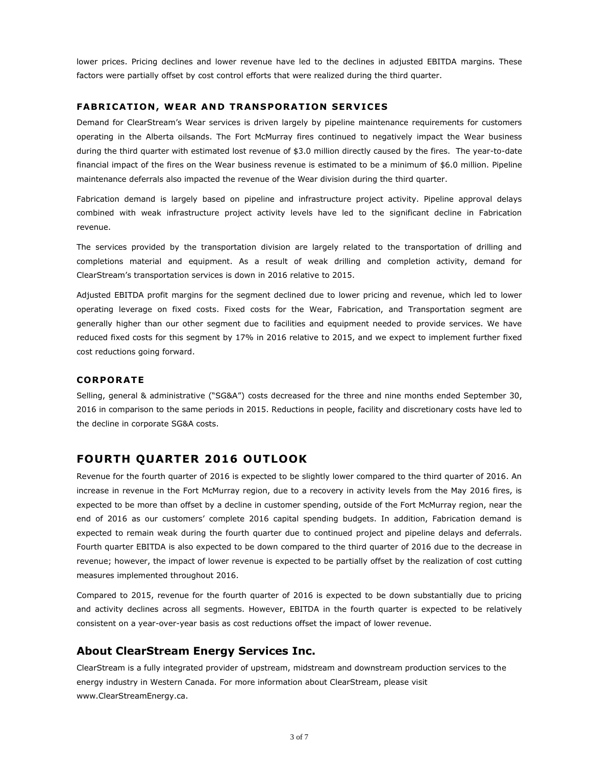lower prices. Pricing declines and lower revenue have led to the declines in adjusted EBITDA margins. These factors were partially offset by cost control efforts that were realized during the third quarter.

### FABRICATION, WEAR AND TRANSPORATION SERVICES

Demand for ClearStream's Wear services is driven largely by pipeline maintenance requirements for customers operating in the Alberta oilsands. The Fort McMurray fires continued to negatively impact the Wear business during the third quarter with estimated lost revenue of $3.0 million directly caused by the fires. The year-to-date financial impact of the fires on the Wear business revenue is estimated to be a minimum of $6.0 million. Pipeline maintenance deferrals also impacted the revenue of the Wear division during the third quarter.

Fabrication demand is largely based on pipeline and infrastructure project activity. Pipeline approval delays combined with weak infrastructure project activity levels have led to the significant decline in Fabrication revenue.

The services provided by the transportation division are largely related to the transportation of drilling and completions material and equipment. As a result of weak drilling and completion activity, demand for ClearStream's transportation services is down in 2016 relative to 2015.

Adjusted EBITDA profit margins for the segment declined due to lower pricing and revenue, which led to lower operating leverage on fixed costs. Fixed costs for the Wear, Fabrication, and Transportation segment are generally higher than our other segment due to facilities and equipment needed to provide services. We have reduced fixed costs for this segment by 17% in 2016 relative to 2015, and we expect to implement further fixed cost reductions going forward.

### CORPORATE

Selling, general & administrative ("SG&A") costs decreased for the three and nine months ended September 30, 2016 in comparison to the same periods in 2015. Reductions in people, facility and discretionary costs have led to the decline in corporate SG&A costs.

## FOURTH QUARTER 2016 OUTLOOK

Revenue for the fourth quarter of 2016 is expected to be slightly lower compared to the third quarter of 2016. An increase in revenue in the Fort McMurray region, due to a recovery in activity levels from the May 2016 fires, is expected to be more than offset by a decline in customer spending, outside of the Fort McMurray region, near the end of 2016 as our customers' complete 2016 capital spending budgets. In addition, Fabrication demand is expected to remain weak during the fourth quarter due to continued project and pipeline delays and deferrals. Fourth quarter EBITDA is also expected to be down compared to the third quarter of 2016 due to the decrease in revenue; however, the impact of lower revenue is expected to be partially offset by the realization of cost cutting measures implemented throughout 2016.

Compared to 2015, revenue for the fourth quarter of 2016 is expected to be down substantially due to pricing and activity declines across all segments. However, EBITDA in the fourth quarter is expected to be relatively consistent on a year-over-year basis as cost reductions offset the impact of lower revenue.

## About ClearStream Energy Services Inc.

ClearStream is a fully integrated provider of upstream, midstream and downstream production services to the energy industry in Western Canada. For more information about ClearStream, please visit www.ClearStreamEnergy.ca.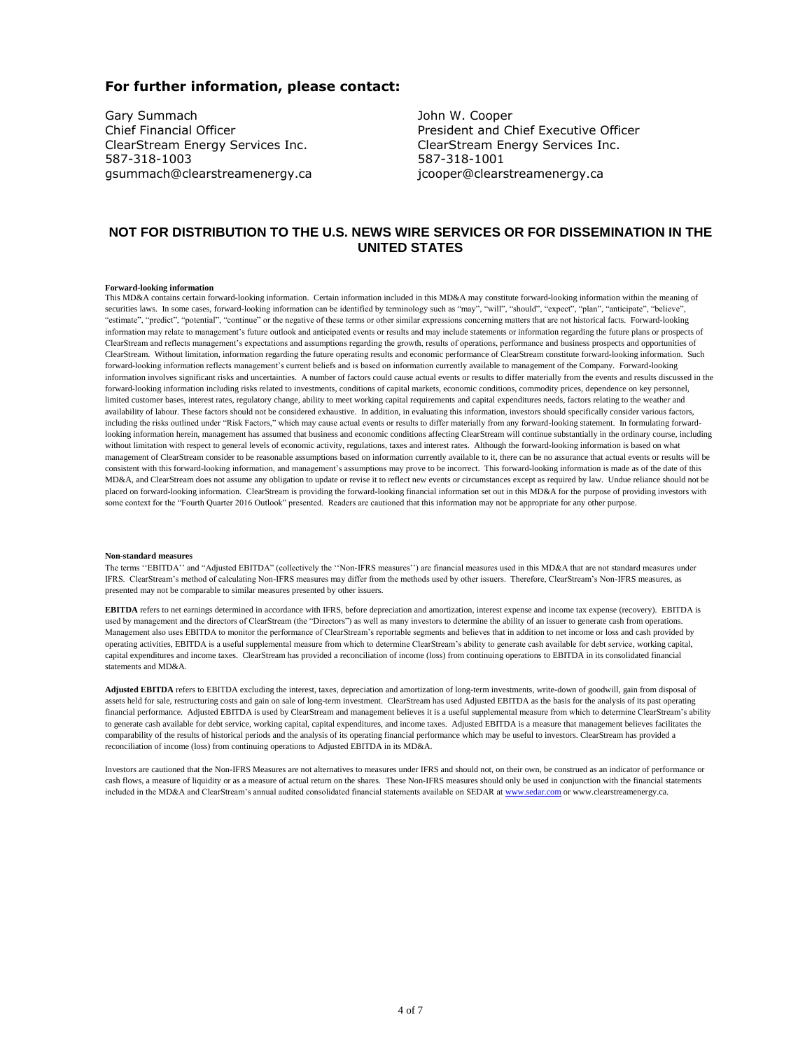## For further information, please contact:

Gary Summach
Chief Financial Officer
ClearStream Energy Services Inc.
587-318-1003
gsummach@clearstreamenergy.ca

John W. Cooper
President and Chief Executive Officer
ClearStream Energy Services Inc.
587-318-1001
jcooper@clearstreamenergy.ca

## NOT FOR DISTRIBUTION TO THE U.S. NEWS WIRE SERVICES OR FOR DISSEMINATION IN THE UNITED STATES

**Forward-looking information**

This MD&A contains certain forward-looking information. Certain information included in this MD&A may constitute forward-looking information within the meaning of securities laws. In some cases, forward-looking information can be identified by terminology such as "may", "will", "should", "expect", "plan", "anticipate", "believe", "estimate", "predict", "potential", "continue" or the negative of these terms or other similar expressions concerning matters that are not historical facts. Forward-looking information may relate to management's future outlook and anticipated events or results and may include statements or information regarding the future plans or prospects of ClearStream and reflects management's expectations and assumptions regarding the growth, results of operations, performance and business prospects and opportunities of ClearStream. Without limitation, information regarding the future operating results and economic performance of ClearStream constitute forward-looking information. Such forward-looking information reflects management's current beliefs and is based on information currently available to management of the Company. Forward-looking information involves significant risks and uncertainties. A number of factors could cause actual events or results to differ materially from the events and results discussed in the forward-looking information including risks related to investments, conditions of capital markets, economic conditions, commodity prices, dependence on key personnel, limited customer bases, interest rates, regulatory change, ability to meet working capital requirements and capital expenditures needs, factors relating to the weather and availability of labour. These factors should not be considered exhaustive. In addition, in evaluating this information, investors should specifically consider various factors, including the risks outlined under "Risk Factors," which may cause actual events or results to differ materially from any forward-looking statement. In formulating forward-looking information herein, management has assumed that business and economic conditions affecting ClearStream will continue substantially in the ordinary course, including without limitation with respect to general levels of economic activity, regulations, taxes and interest rates. Although the forward-looking information is based on what management of ClearStream consider to be reasonable assumptions based on information currently available to it, there can be no assurance that actual events or results will be consistent with this forward-looking information, and management's assumptions may prove to be incorrect. This forward-looking information is made as of the date of this MD&A, and ClearStream does not assume any obligation to update or revise it to reflect new events or circumstances except as required by law. Undue reliance should not be placed on forward-looking information. ClearStream is providing the forward-looking financial information set out in this MD&A for the purpose of providing investors with some context for the "Fourth Quarter 2016 Outlook" presented. Readers are cautioned that this information may not be appropriate for any other purpose.

**Non-standard measures**

The terms ''EBITDA'' and "Adjusted EBITDA" (collectively the ''Non-IFRS measures'') are financial measures used in this MD&A that are not standard measures under IFRS. ClearStream's method of calculating Non-IFRS measures may differ from the methods used by other issuers. Therefore, ClearStream's Non-IFRS measures, as presented may not be comparable to similar measures presented by other issuers.

**EBITDA** refers to net earnings determined in accordance with IFRS, before depreciation and amortization, interest expense and income tax expense (recovery). EBITDA is used by management and the directors of ClearStream (the "Directors") as well as many investors to determine the ability of an issuer to generate cash from operations. Management also uses EBITDA to monitor the performance of ClearStream's reportable segments and believes that in addition to net income or loss and cash provided by operating activities, EBITDA is a useful supplemental measure from which to determine ClearStream's ability to generate cash available for debt service, working capital, capital expenditures and income taxes. ClearStream has provided a reconciliation of income (loss) from continuing operations to EBITDA in its consolidated financial statements and MD&A.

**Adjusted EBITDA** refers to EBITDA excluding the interest, taxes, depreciation and amortization of long-term investments, write-down of goodwill, gain from disposal of assets held for sale, restructuring costs and gain on sale of long-term investment. ClearStream has used Adjusted EBITDA as the basis for the analysis of its past operating financial performance. Adjusted EBITDA is used by ClearStream and management believes it is a useful supplemental measure from which to determine ClearStream's ability to generate cash available for debt service, working capital, capital expenditures, and income taxes. Adjusted EBITDA is a measure that management believes facilitates the comparability of the results of historical periods and the analysis of its operating financial performance which may be useful to investors. ClearStream has provided a reconciliation of income (loss) from continuing operations to Adjusted EBITDA in its MD&A.

Investors are cautioned that the Non-IFRS Measures are not alternatives to measures under IFRS and should not, on their own, be construed as an indicator of performance or cash flows, a measure of liquidity or as a measure of actual return on the shares. These Non-IFRS measures should only be used in conjunction with the financial statements included in the MD&A and ClearStream's annual audited consolidated financial statements available on SEDAR at www.sedar.com or www.clearstreamenergy.ca.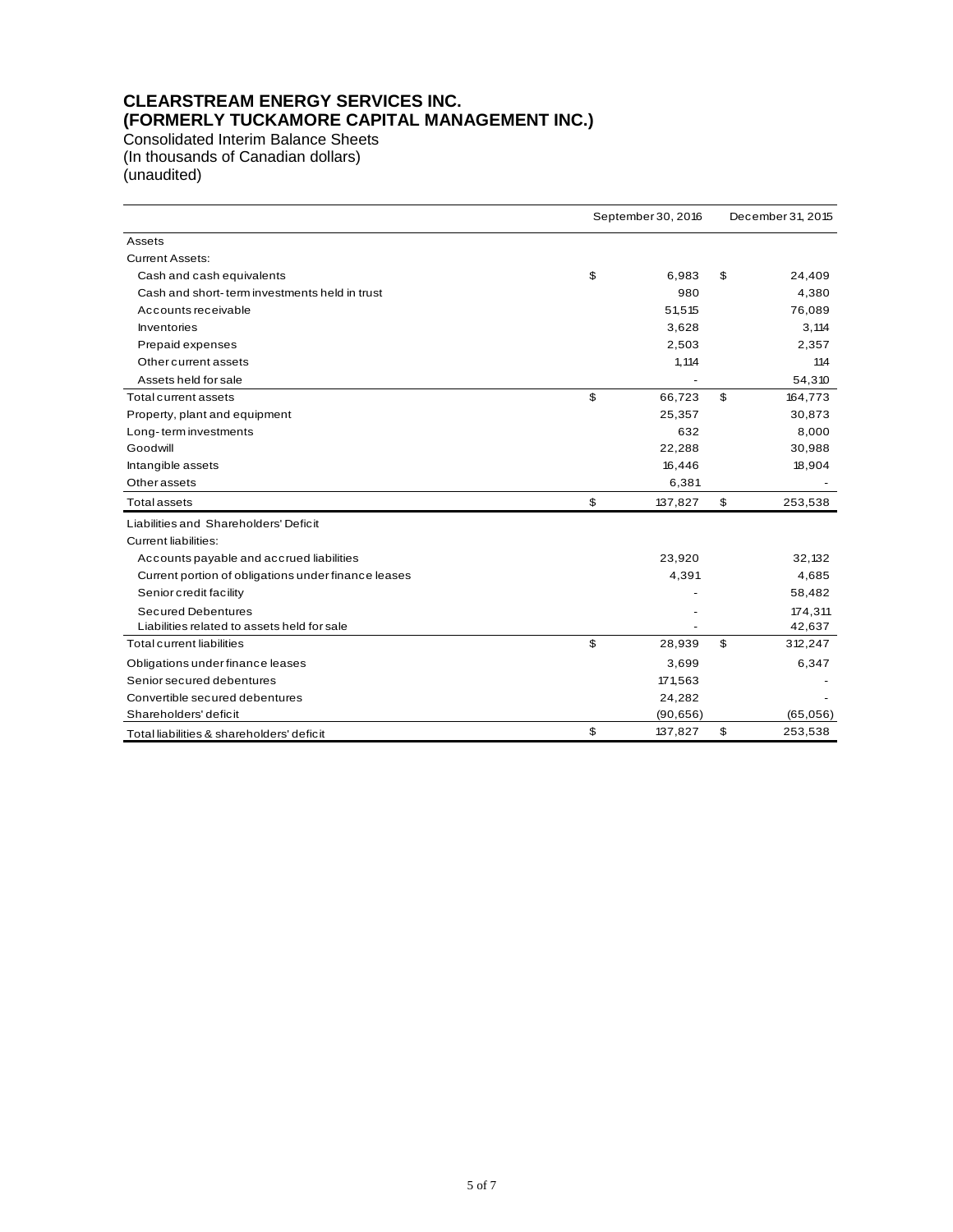# CLEARSTREAM ENERGY SERVICES INC.
# (FORMERLY TUCKAMORE CAPITAL MANAGEMENT INC.)

Consolidated Interim Balance Sheets
(In thousands of Canadian dollars)
(unaudited)

| | September 30, 2016 | December 31, 2015 |
|---|---|---|
| Assets | | |
| Current Assets: | | |
| Cash and cash equivalents | $ 6,983 | $ 24,409 |
| Cash and short-term investments held in trust | 980 | 4,380 |
| Accounts receivable | 51,515 | 76,089 |
| Inventories | 3,628 | 3,114 |
| Prepaid expenses | 2,503 | 2,357 |
| Other current assets | 1,114 | 114 |
| Assets held for sale | - | 54,310 |
| Total current assets | $ 66,723 | $ 164,773 |
| Property, plant and equipment | 25,357 | 30,873 |
| Long-term investments | 632 | 8,000 |
| Goodwill | 22,288 | 30,988 |
| Intangible assets | 16,446 | 18,904 |
| Other assets | 6,381 | - |
| Total assets | $ 137,827 | $ 253,538 |
| Liabilities and Shareholders' Deficit | | |
| Current liabilities: | | |
| Accounts payable and accrued liabilities | 23,920 | 32,132 |
| Current portion of obligations under finance leases | 4,391 | 4,685 |
| Senior credit facility | - | 58,482 |
| Secured Debentures | - | 174,311 |
| Liabilities related to assets held for sale | - | 42,637 |
| Total current liabilities | $ 28,939 | $ 312,247 |
| Obligations under finance leases | 3,699 | 6,347 |
| Senior secured debentures | 171,563 | - |
| Convertible secured debentures | 24,282 | - |
| Shareholders' deficit | (90,656) | (65,056) |
| Total liabilities & shareholders' deficit | $ 137,827 | $ 253,538 |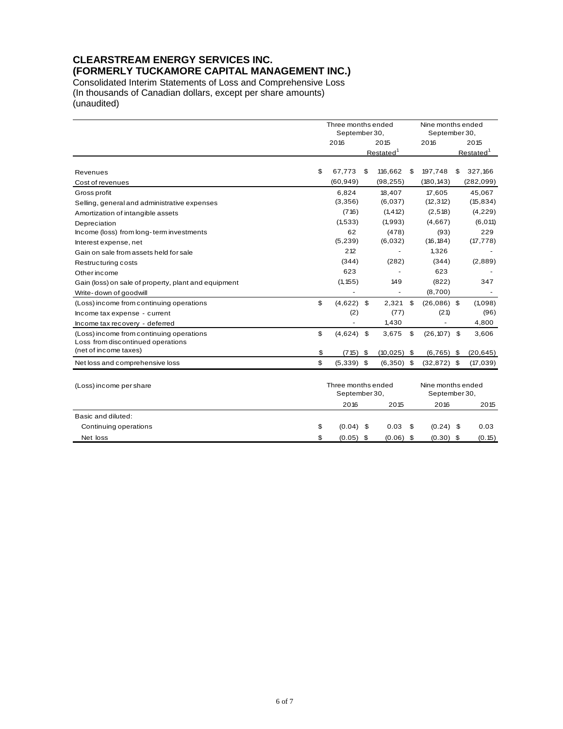# CLEARSTREAM ENERGY SERVICES INC.
# (FORMERLY TUCKAMORE CAPITAL MANAGEMENT INC.)

Consolidated Interim Statements of Loss and Comprehensive Loss
(In thousands of Canadian dollars, except per share amounts)
(unaudited)

| | Three months ended September 30, 2016 | Three months ended September 30, 2015 Restated[1] | Nine months ended September 30, 2016 | Nine months ended September 30, 2015 Restated[1] |
|---|---|---|---|---|
| Revenues | $ 67,773 | $ 116,662 | $ 197,748 | $ 327,166 |
| Cost of revenues | (60,949) | (98,255) | (180,143) | (282,099) |
| Gross profit | 6,824 | 18,407 | 17,605 | 45,067 |
| Selling, general and administrative expenses | (3,356) | (6,037) | (12,312) | (15,834) |
| Amortization of intangible assets | (716) | (1,412) | (2,518) | (4,229) |
| Depreciation | (1,533) | (1,993) | (4,667) | (6,011) |
| Income (loss) from long-term investments | 62 | (478) | (93) | 229 |
| Interest expense, net | (5,239) | (6,032) | (16,184) | (17,778) |
| Gain on sale from assets held for sale | 212 | - | 1,326 | - |
| Restructuring costs | (344) | (282) | (344) | (2,889) |
| Other income | 623 | - | 623 | - |
| Gain (loss) on sale of property, plant and equipment | (1,155) | 149 | (822) | 347 |
| Write-down of goodwill | - | - | (8,700) | - |
| (Loss) income from continuing operations | $ (4,622) | $ 2,321 | $ (26,086) | $ (1,098) |
| Income tax expense - current | (2) | (77) | (21) | (96) |
| Income tax recovery - deferred | - | 1,430 | - | 4,800 |
| (Loss) income from continuing operations | $ (4,624) | $ 3,675 | $ (26,107) | $ 3,606 |
| Loss from discontinued operations (net of income taxes) | $ (715) | $ (10,025) | $ (6,765) | $ (20,645) |
| Net loss and comprehensive loss | $ (5,339) | $ (6,350) | $ (32,872) | $ (17,039) |

| (Loss) income per share | Three months ended September 30, 2016 | Three months ended September 30, 2015 | Nine months ended September 30, 2016 | Nine months ended September 30, 2015 |
|---|---|---|---|---|
| Basic and diluted: | | | | |
| Continuing operations | $ (0.04) | $ 0.03 | $ (0.24) | $ 0.03 |
| Net loss | $ (0.05) | $ (0.06) | $ (0.30) | $ (0.15) |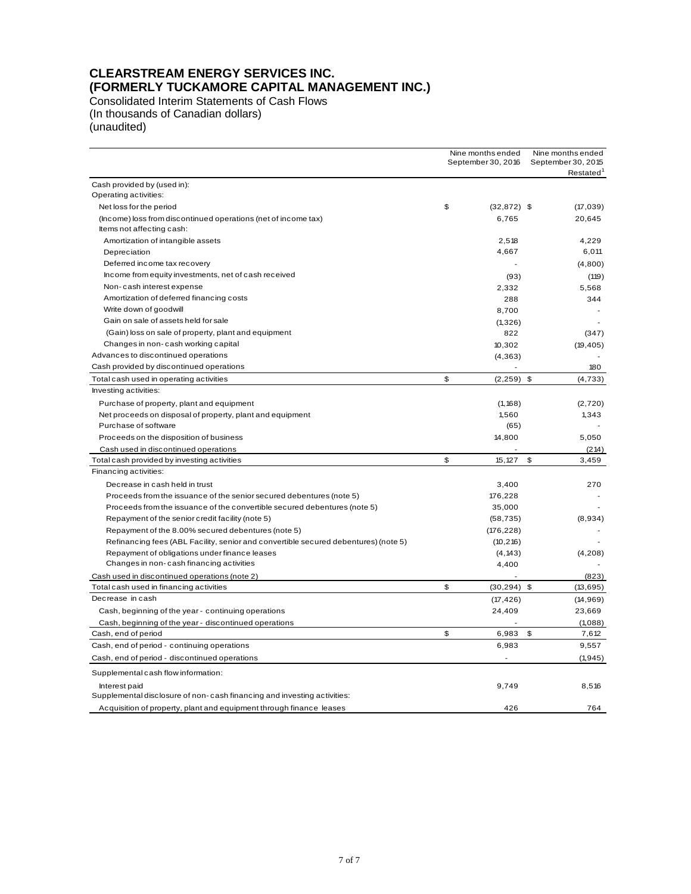# CLEARSTREAM ENERGY SERVICES INC.
# (FORMERLY TUCKAMORE CAPITAL MANAGEMENT INC.)

Consolidated Interim Statements of Cash Flows
(In thousands of Canadian dollars)
(unaudited)

| | Nine months ended September 30, 2016 | Nine months ended September 30, 2015 Restated[1] |
|---|---|---|
| Cash provided by (used in): | | |
| Operating activities: | | |
| Net loss for the period | $ (32,872) | $ (17,039) |
| (Income) loss from discontinued operations (net of income tax) | 6,765 | 20,645 |
| Items not affecting cash: | | |
| Amortization of intangible assets | 2,518 | 4,229 |
| Depreciation | 4,667 | 6,011 |
| Deferred income tax recovery | - | (4,800) |
| Income from equity investments, net of cash received | (93) | (119) |
| Non-cash interest expense | 2,332 | 5,568 |
| Amortization of deferred financing costs | 288 | 344 |
| Write down of goodwill | 8,700 | - |
| Gain on sale of assets held for sale | (1,326) | - |
| (Gain) loss on sale of property, plant and equipment | 822 | (347) |
| Changes in non-cash working capital | 10,302 | (19,405) |
| Advances to discontinued operations | (4,363) | - |
| Cash provided by discontinued operations | - | 180 |
| Total cash used in operating activities | $ (2,259) | $ (4,733) |
| Investing activities: | | |
| Purchase of property, plant and equipment | (1,168) | (2,720) |
| Net proceeds on disposal of property, plant and equipment | 1,560 | 1,343 |
| Purchase of software | (65) | - |
| Proceeds on the disposition of business | 14,800 | 5,050 |
| Cash used in discontinued operations | - | (214) |
| Total cash provided by investing activities | $ 15,127 | $ 3,459 |
| Financing activities: | | |
| Decrease in cash held in trust | 3,400 | 270 |
| Proceeds from the issuance of the senior secured debentures (note 5) | 176,228 | - |
| Proceeds from the issuance of the convertible secured debentures (note 5) | 35,000 | - |
| Repayment of the senior credit facility (note 5) | (58,735) | (8,934) |
| Repayment of the 8.00% secured debentures (note 5) | (176,228) | - |
| Refinancing fees (ABL Facility, senior and convertible secured debentures) (note 5) | (10,216) | - |
| Repayment of obligations under finance leases | (4,143) | (4,208) |
| Changes in non-cash financing activities | 4,400 | - |
| Cash used in discontinued operations (note 2) | - | (823) |
| Total cash used in financing activities | $ (30,294) | $ (13,695) |
| Decrease in cash | (17,426) | (14,969) |
| Cash, beginning of the year - continuing operations | 24,409 | 23,669 |
| Cash, beginning of the year - discontinued operations | - | (1,088) |
| Cash, end of period | $ 6,983 | $ 7,612 |
| Cash, end of period - continuing operations | 6,983 | 9,557 |
| Cash, end of period - discontinued operations | - | (1,945) |
| Supplemental cash flow information: | | |
| Interest paid | 9,749 | 8,516 |
| Supplemental disclosure of non-cash financing and investing activities: | | |
| Acquisition of property, plant and equipment through finance leases | 426 | 764 |